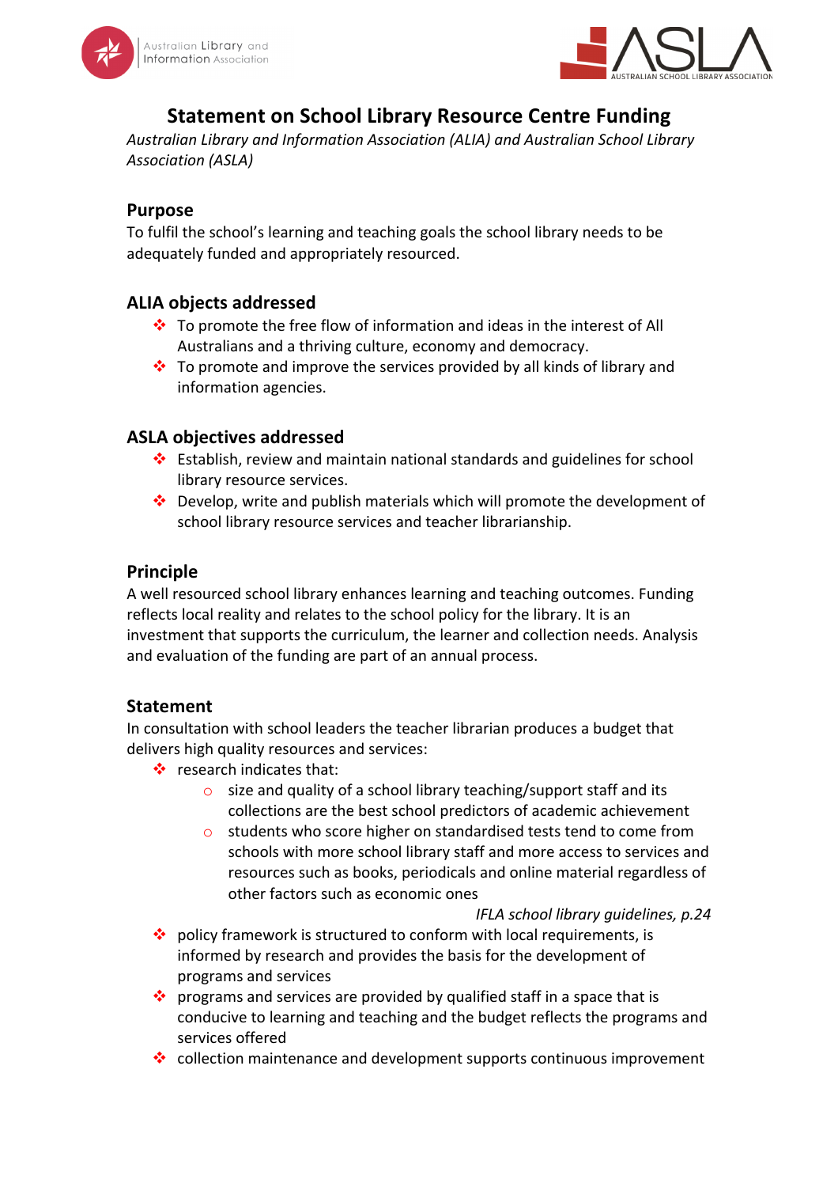# Statement on School Library Resource Centre Funding

*Australian Library and Information Association (ALIA) and Australian School Library Association (ASLA)*

## Purpose

To fulfil the school's learning and teaching goals the school library needs to be adequately funded and appropriately resourced.

## ALIA objects addressed

- To promote the free flow of information and ideas in the interest of All Australians and a thriving culture, economy and democracy.
- To promote and improve the services provided by all kinds of library and information agencies.

## ASLA objectives addressed

- Establish, review and maintain national standards and guidelines for school library resource services.
- Develop, write and publish materials which will promote the development of school library resource services and teacher librarianship.

## Principle

A well resourced school library enhances learning and teaching outcomes. Funding reflects local reality and relates to the school policy for the library. It is an investment that supports the curriculum, the learner and collection needs. Analysis and evaluation of the funding are part of an annual process.

## Statement

In consultation with school leaders the teacher librarian produces a budget that delivers high quality resources and services:

- research indicates that:
  - size and quality of a school library teaching/support staff and its collections are the best school predictors of academic achievement
  - students who score higher on standardised tests tend to come from schools with more school library staff and more access to services and resources such as books, periodicals and online material regardless of other factors such as economic ones

  *IFLA school library guidelines, p.24*
- policy framework is structured to conform with local requirements, is informed by research and provides the basis for the development of programs and services
- programs and services are provided by qualified staff in a space that is conducive to learning and teaching and the budget reflects the programs and services offered
- collection maintenance and development supports continuous improvement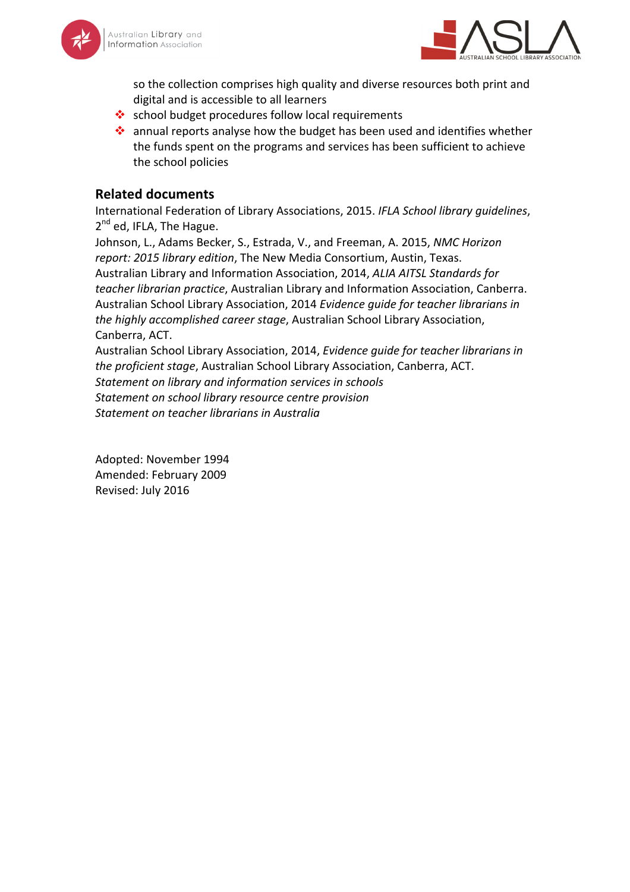so the collection comprises high quality and diverse resources both print and digital and is accessible to all learners

- school budget procedures follow local requirements
- annual reports analyse how the budget has been used and identifies whether the funds spent on the programs and services has been sufficient to achieve the school policies

## Related documents

International Federation of Library Associations, 2015. *IFLA School library guidelines*, $2^{nd}$ ed, IFLA, The Hague.
Johnson, L., Adams Becker, S., Estrada, V., and Freeman, A. 2015, *NMC Horizon report: 2015 library edition*, The New Media Consortium, Austin, Texas.
Australian Library and Information Association, 2014, *ALIA AITSL Standards for teacher librarian practice*, Australian Library and Information Association, Canberra.
Australian School Library Association, 2014 *Evidence guide for teacher librarians in the highly accomplished career stage*, Australian School Library Association, Canberra, ACT.
Australian School Library Association, 2014, *Evidence guide for teacher librarians in the proficient stage*, Australian School Library Association, Canberra, ACT.
*Statement on library and information services in schools*
*Statement on school library resource centre provision*
*Statement on teacher librarians in Australia*

Adopted: November 1994
Amended: February 2009
Revised: July 2016